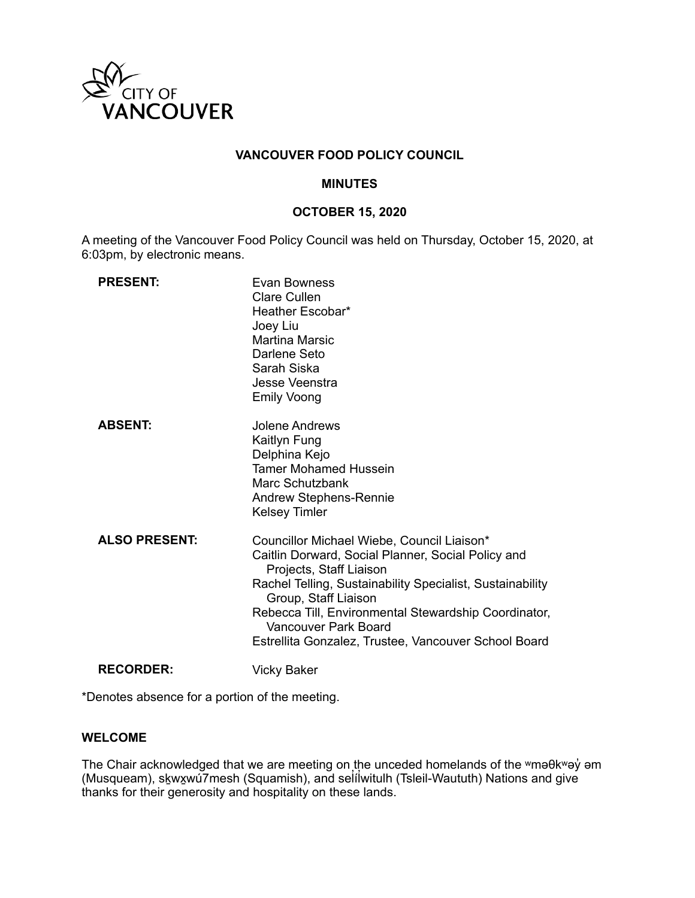# VANCOUVER FOOD POLICY COUNCIL

## MINUTES

### OCTOBER 15, 2020

A meeting of the Vancouver Food Policy Council was held on Thursday, October 15, 2020, at 6:03pm, by electronic means.

| | |
|---|---|
| **PRESENT:** | Evan Bowness<br>Clare Cullen<br>Heather Escobar*<br>Joey Liu<br>Martina Marsic<br>Darlene Seto<br>Sarah Siska<br>Jesse Veenstra<br>Emily Voong |
| **ABSENT:** | Jolene Andrews<br>Kaitlyn Fung<br>Delphina Kejo<br>Tamer Mohamed Hussein<br>Marc Schutzbank<br>Andrew Stephens-Rennie<br>Kelsey Timler |
| **ALSO PRESENT:** | Councillor Michael Wiebe, Council Liaison*<br>Caitlin Dorward, Social Planner, Social Policy and Projects, Staff Liaison<br>Rachel Telling, Sustainability Specialist, Sustainability Group, Staff Liaison<br>Rebecca Till, Environmental Stewardship Coordinator, Vancouver Park Board<br>Estrellita Gonzalez, Trustee, Vancouver School Board |
| **RECORDER:** | Vicky Baker |

*Denotes absence for a portion of the meeting.

**WELCOME**

The Chair acknowledged that we are meeting on the unceded homelands of the ʷməθkʷəy̓ əm (Musqueam), sḵwx̱wú7mesh (Squamish), and səl̓ílwitulh (Tsleil-Waututh) Nations and give thanks for their generosity and hospitality on these lands.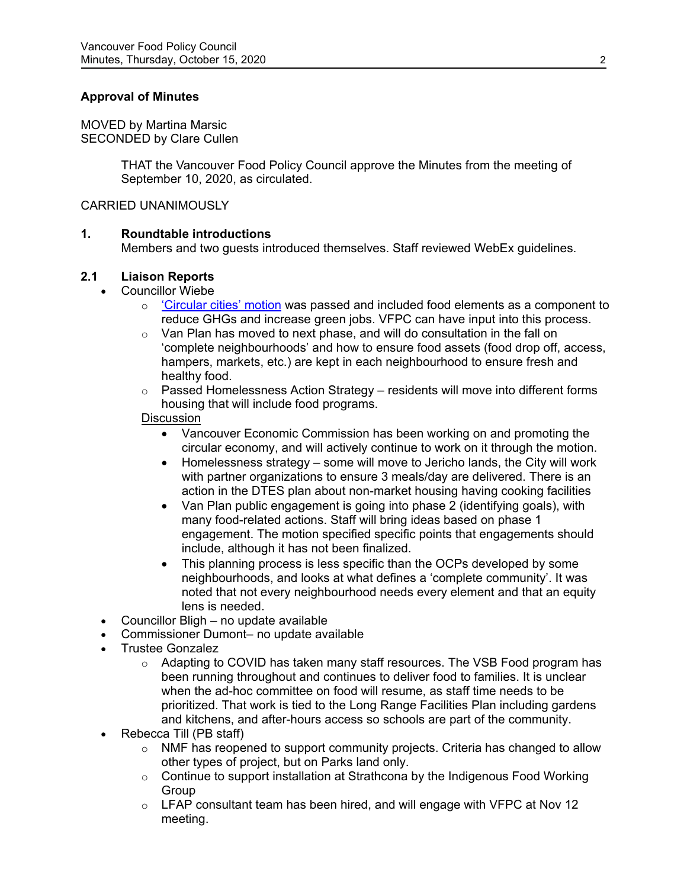**Approval of Minutes**

MOVED by Martina Marsic
SECONDED by Clare Cullen

> THAT the Vancouver Food Policy Council approve the Minutes from the meeting of September 10, 2020, as circulated.

CARRIED UNANIMOUSLY

**1. Roundtable introductions**

Members and two guests introduced themselves. Staff reviewed WebEx guidelines.

**2.1 Liaison Reports**

- Councillor Wiebe
    - 'Circular cities' motion was passed and included food elements as a component to reduce GHGs and increase green jobs. VFPC can have input into this process.
    - Van Plan has moved to next phase, and will do consultation in the fall on 'complete neighbourhoods' and how to ensure food assets (food drop off, access, hampers, markets, etc.) are kept in each neighbourhood to ensure fresh and healthy food.
    - Passed Homelessness Action Strategy – residents will move into different forms housing that will include food programs.

  Discussion
    - Vancouver Economic Commission has been working on and promoting the circular economy, and will actively continue to work on it through the motion.
    - Homelessness strategy – some will move to Jericho lands, the City will work with partner organizations to ensure 3 meals/day are delivered. There is an action in the DTES plan about non-market housing having cooking facilities
    - Van Plan public engagement is going into phase 2 (identifying goals), with many food-related actions. Staff will bring ideas based on phase 1 engagement. The motion specified specific points that engagements should include, although it has not been finalized.
    - This planning process is less specific than the OCPs developed by some neighbourhoods, and looks at what defines a 'complete community'. It was noted that not every neighbourhood needs every element and that an equity lens is needed.
- Councillor Bligh – no update available
- Commissioner Dumont– no update available
- Trustee Gonzalez
    - Adapting to COVID has taken many staff resources. The VSB Food program has been running throughout and continues to deliver food to families. It is unclear when the ad-hoc committee on food will resume, as staff time needs to be prioritized. That work is tied to the Long Range Facilities Plan including gardens and kitchens, and after-hours access so schools are part of the community.
- Rebecca Till (PB staff)
    - NMF has reopened to support community projects. Criteria has changed to allow other types of project, but on Parks land only.
    - Continue to support installation at Strathcona by the Indigenous Food Working Group
    - LFAP consultant team has been hired, and will engage with VFPC at Nov 12 meeting.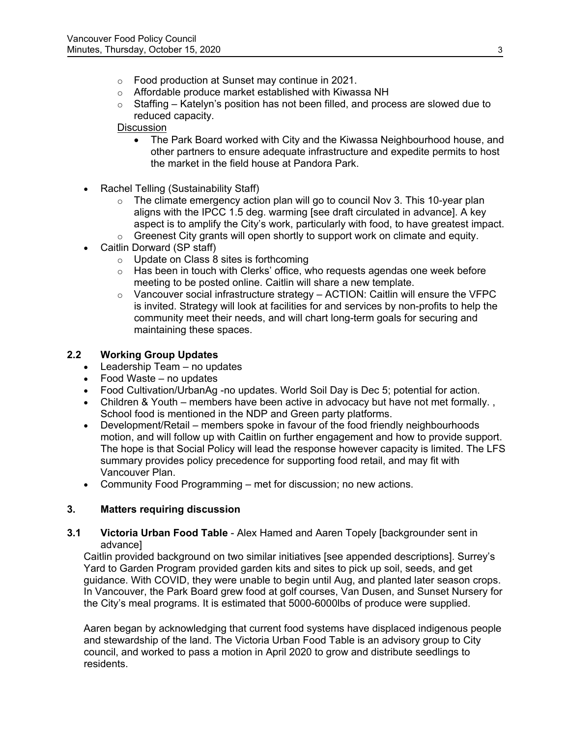- Food production at Sunset may continue in 2021.
  - Affordable produce market established with Kiwassa NH
  - Staffing – Katelyn's position has not been filled, and process are slowed due to reduced capacity.

  Discussion

  - The Park Board worked with City and the Kiwassa Neighbourhood house, and other partners to ensure adequate infrastructure and expedite permits to host the market in the field house at Pandora Park.

- Rachel Telling (Sustainability Staff)
  - The climate emergency action plan will go to council Nov 3. This 10-year plan aligns with the IPCC 1.5 deg. warming [see draft circulated in advance]. A key aspect is to amplify the City's work, particularly with food, to have greatest impact.
  - Greenest City grants will open shortly to support work on climate and equity.
- Caitlin Dorward (SP staff)
  - Update on Class 8 sites is forthcoming
  - Has been in touch with Clerks' office, who requests agendas one week before meeting to be posted online. Caitlin will share a new template.
  - Vancouver social infrastructure strategy – ACTION: Caitlin will ensure the VFPC is invited. Strategy will look at facilities for and services by non-profits to help the community meet their needs, and will chart long-term goals for securing and maintaining these spaces.

## 2.2 Working Group Updates

- Leadership Team – no updates
- Food Waste – no updates
- Food Cultivation/UrbanAg -no updates. World Soil Day is Dec 5; potential for action.
- Children & Youth – members have been active in advocacy but have not met formally. , School food is mentioned in the NDP and Green party platforms.
- Development/Retail – members spoke in favour of the food friendly neighbourhoods motion, and will follow up with Caitlin on further engagement and how to provide support. The hope is that Social Policy will lead the response however capacity is limited. The LFS summary provides policy precedence for supporting food retail, and may fit with Vancouver Plan.
- Community Food Programming – met for discussion; no new actions.

## 3. Matters requiring discussion

### 3.1 Victoria Urban Food Table - Alex Hamed and Aaren Topely [backgrounder sent in advance]

Caitlin provided background on two similar initiatives [see appended descriptions]. Surrey's Yard to Garden Program provided garden kits and sites to pick up soil, seeds, and get guidance. With COVID, they were unable to begin until Aug, and planted later season crops. In Vancouver, the Park Board grew food at golf courses, Van Dusen, and Sunset Nursery for the City's meal programs. It is estimated that 5000-6000lbs of produce were supplied.

Aaren began by acknowledging that current food systems have displaced indigenous people and stewardship of the land. The Victoria Urban Food Table is an advisory group to City council, and worked to pass a motion in April 2020 to grow and distribute seedlings to residents.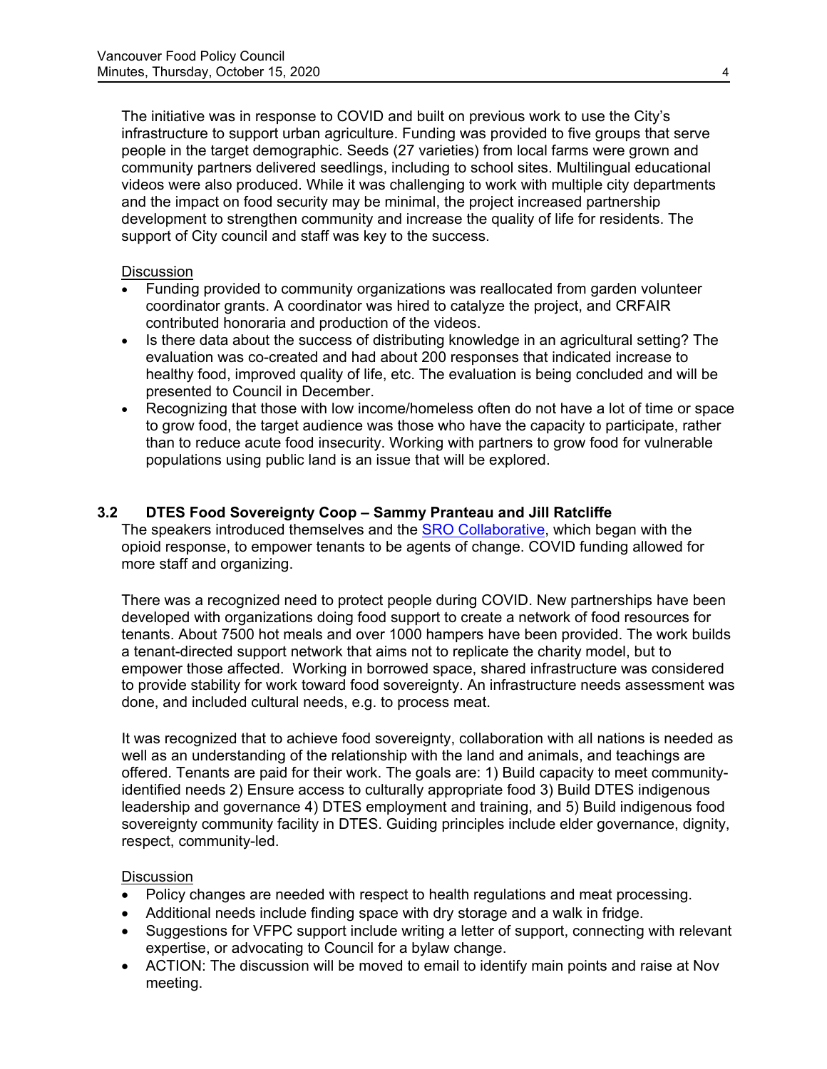The initiative was in response to COVID and built on previous work to use the City's infrastructure to support urban agriculture. Funding was provided to five groups that serve people in the target demographic. Seeds (27 varieties) from local farms were grown and community partners delivered seedlings, including to school sites. Multilingual educational videos were also produced. While it was challenging to work with multiple city departments and the impact on food security may be minimal, the project increased partnership development to strengthen community and increase the quality of life for residents. The support of City council and staff was key to the success.

Discussion

- Funding provided to community organizations was reallocated from garden volunteer coordinator grants. A coordinator was hired to catalyze the project, and CRFAIR contributed honoraria and production of the videos.
- Is there data about the success of distributing knowledge in an agricultural setting? The evaluation was co-created and had about 200 responses that indicated increase to healthy food, improved quality of life, etc. The evaluation is being concluded and will be presented to Council in December.
- Recognizing that those with low income/homeless often do not have a lot of time or space to grow food, the target audience was those who have the capacity to participate, rather than to reduce acute food insecurity. Working with partners to grow food for vulnerable populations using public land is an issue that will be explored.

### 3.2 DTES Food Sovereignty Coop – Sammy Pranteau and Jill Ratcliffe

The speakers introduced themselves and the SRO Collaborative, which began with the opioid response, to empower tenants to be agents of change. COVID funding allowed for more staff and organizing.

There was a recognized need to protect people during COVID. New partnerships have been developed with organizations doing food support to create a network of food resources for tenants. About 7500 hot meals and over 1000 hampers have been provided. The work builds a tenant-directed support network that aims not to replicate the charity model, but to empower those affected. Working in borrowed space, shared infrastructure was considered to provide stability for work toward food sovereignty. An infrastructure needs assessment was done, and included cultural needs, e.g. to process meat.

It was recognized that to achieve food sovereignty, collaboration with all nations is needed as well as an understanding of the relationship with the land and animals, and teachings are offered. Tenants are paid for their work. The goals are: 1) Build capacity to meet community-identified needs 2) Ensure access to culturally appropriate food 3) Build DTES indigenous leadership and governance 4) DTES employment and training, and 5) Build indigenous food sovereignty community facility in DTES. Guiding principles include elder governance, dignity, respect, community-led.

Discussion

- Policy changes are needed with respect to health regulations and meat processing.
- Additional needs include finding space with dry storage and a walk in fridge.
- Suggestions for VFPC support include writing a letter of support, connecting with relevant expertise, or advocating to Council for a bylaw change.
- ACTION: The discussion will be moved to email to identify main points and raise at Nov meeting.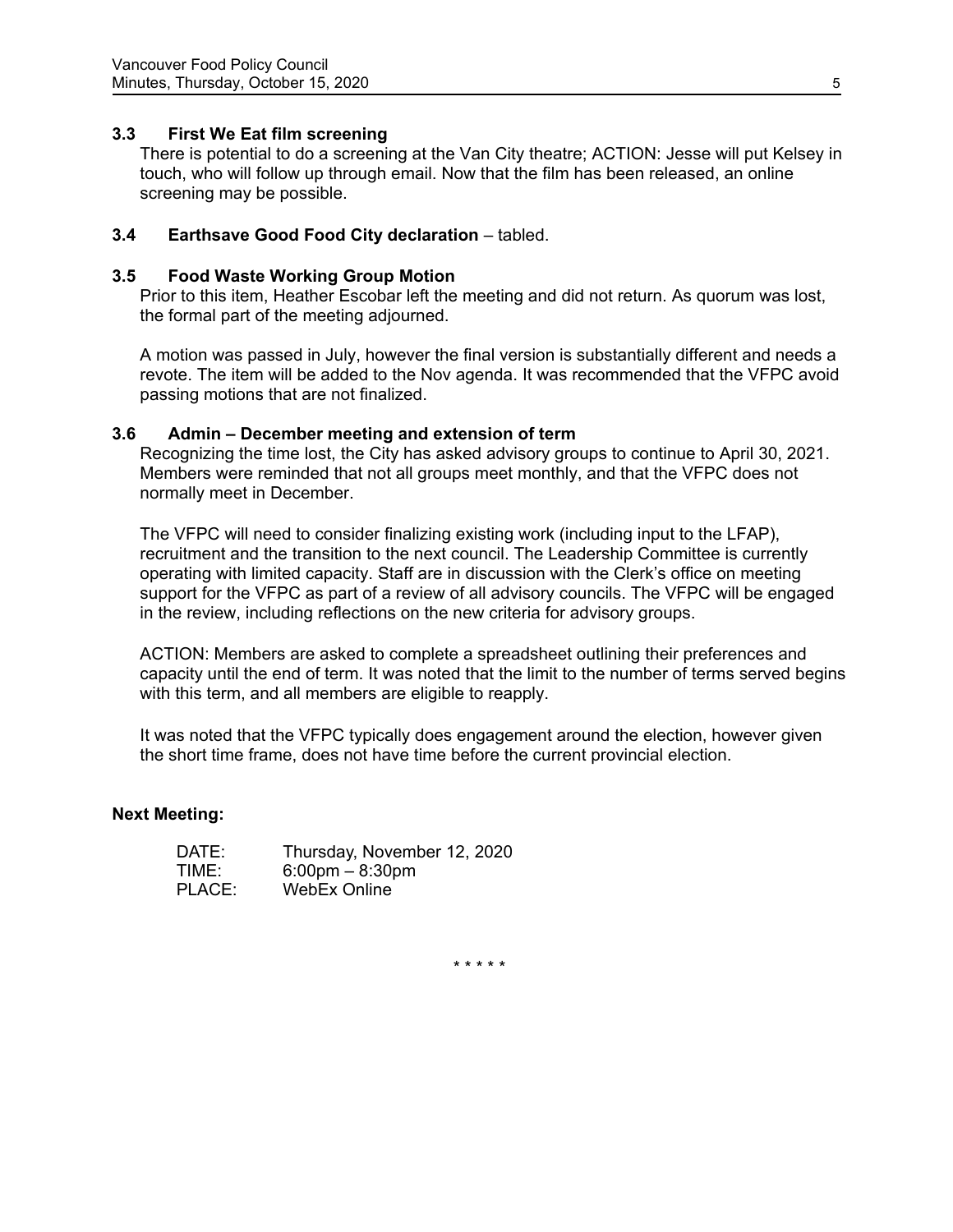### 3.3 First We Eat film screening

There is potential to do a screening at the Van City theatre; ACTION: Jesse will put Kelsey in touch, who will follow up through email. Now that the film has been released, an online screening may be possible.

### 3.4 Earthsave Good Food City declaration – tabled.

### 3.5 Food Waste Working Group Motion

Prior to this item, Heather Escobar left the meeting and did not return. As quorum was lost, the formal part of the meeting adjourned.

A motion was passed in July, however the final version is substantially different and needs a revote. The item will be added to the Nov agenda. It was recommended that the VFPC avoid passing motions that are not finalized.

### 3.6 Admin – December meeting and extension of term

Recognizing the time lost, the City has asked advisory groups to continue to April 30, 2021. Members were reminded that not all groups meet monthly, and that the VFPC does not normally meet in December.

The VFPC will need to consider finalizing existing work (including input to the LFAP), recruitment and the transition to the next council. The Leadership Committee is currently operating with limited capacity. Staff are in discussion with the Clerk's office on meeting support for the VFPC as part of a review of all advisory councils. The VFPC will be engaged in the review, including reflections on the new criteria for advisory groups.

ACTION: Members are asked to complete a spreadsheet outlining their preferences and capacity until the end of term. It was noted that the limit to the number of terms served begins with this term, and all members are eligible to reapply.

It was noted that the VFPC typically does engagement around the election, however given the short time frame, does not have time before the current provincial election.

**Next Meeting:**

DATE: Thursday, November 12, 2020
TIME: 6:00pm – 8:30pm
PLACE: WebEx Online

\* \* \* \* \*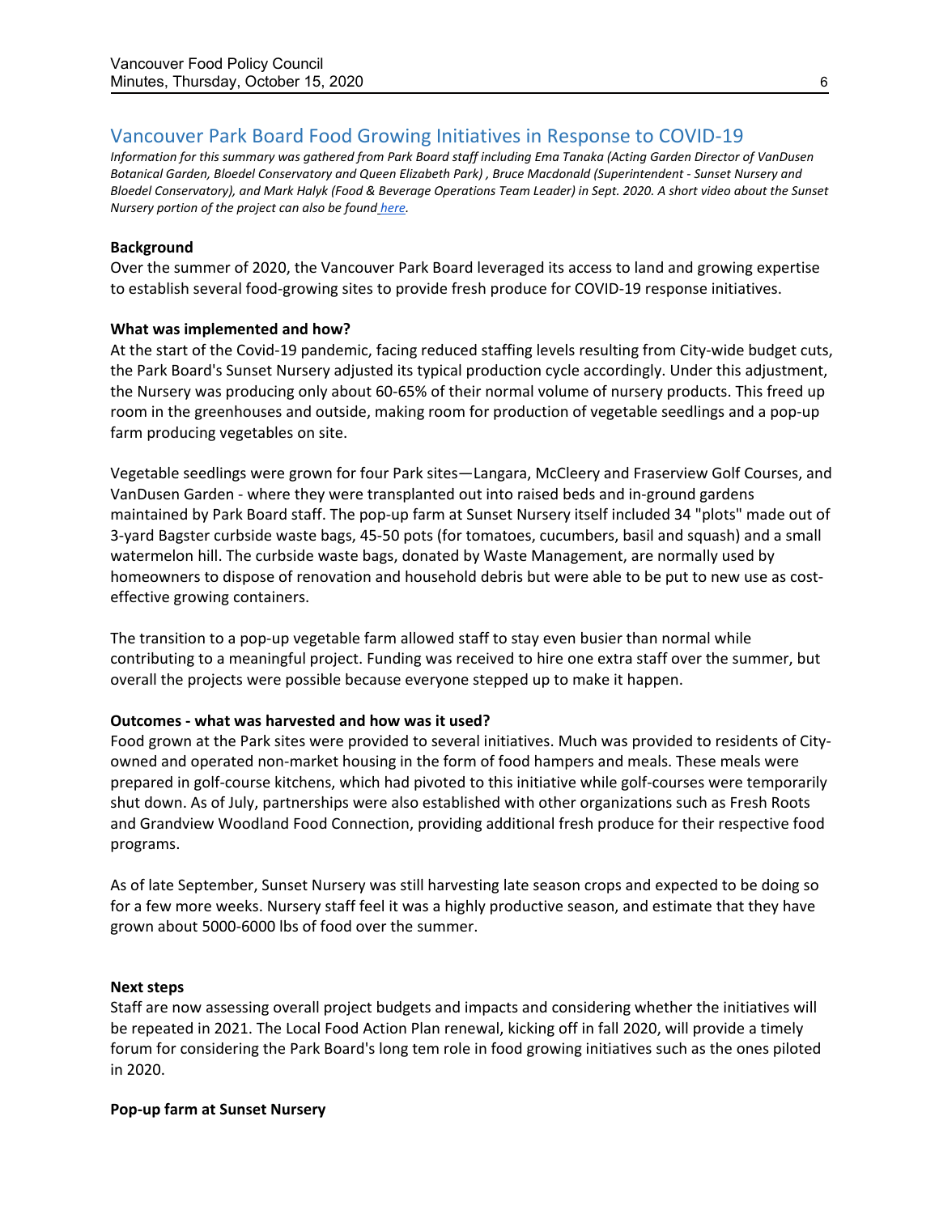## Vancouver Park Board Food Growing Initiatives in Response to COVID-19

*Information for this summary was gathered from Park Board staff including Ema Tanaka (Acting Garden Director of VanDusen Botanical Garden, Bloedel Conservatory and Queen Elizabeth Park) , Bruce Macdonald (Superintendent - Sunset Nursery and Bloedel Conservatory), and Mark Halyk (Food & Beverage Operations Team Leader) in Sept. 2020. A short video about the Sunset Nursery portion of the project can also be found here.*

**Background**

Over the summer of 2020, the Vancouver Park Board leveraged its access to land and growing expertise to establish several food-growing sites to provide fresh produce for COVID-19 response initiatives.

**What was implemented and how?**

At the start of the Covid-19 pandemic, facing reduced staffing levels resulting from City-wide budget cuts, the Park Board's Sunset Nursery adjusted its typical production cycle accordingly. Under this adjustment, the Nursery was producing only about 60-65% of their normal volume of nursery products. This freed up room in the greenhouses and outside, making room for production of vegetable seedlings and a pop-up farm producing vegetables on site.

Vegetable seedlings were grown for four Park sites—Langara, McCleery and Fraserview Golf Courses, and VanDusen Garden - where they were transplanted out into raised beds and in-ground gardens maintained by Park Board staff. The pop-up farm at Sunset Nursery itself included 34 "plots" made out of 3-yard Bagster curbside waste bags, 45-50 pots (for tomatoes, cucumbers, basil and squash) and a small watermelon hill. The curbside waste bags, donated by Waste Management, are normally used by homeowners to dispose of renovation and household debris but were able to be put to new use as cost-effective growing containers.

The transition to a pop-up vegetable farm allowed staff to stay even busier than normal while contributing to a meaningful project. Funding was received to hire one extra staff over the summer, but overall the projects were possible because everyone stepped up to make it happen.

**Outcomes - what was harvested and how was it used?**

Food grown at the Park sites were provided to several initiatives. Much was provided to residents of City-owned and operated non-market housing in the form of food hampers and meals. These meals were prepared in golf-course kitchens, which had pivoted to this initiative while golf-courses were temporarily shut down. As of July, partnerships were also established with other organizations such as Fresh Roots and Grandview Woodland Food Connection, providing additional fresh produce for their respective food programs.

As of late September, Sunset Nursery was still harvesting late season crops and expected to be doing so for a few more weeks. Nursery staff feel it was a highly productive season, and estimate that they have grown about 5000-6000 lbs of food over the summer.

**Next steps**

Staff are now assessing overall project budgets and impacts and considering whether the initiatives will be repeated in 2021. The Local Food Action Plan renewal, kicking off in fall 2020, will provide a timely forum for considering the Park Board's long tem role in food growing initiatives such as the ones piloted in 2020.

**Pop-up farm at Sunset Nursery**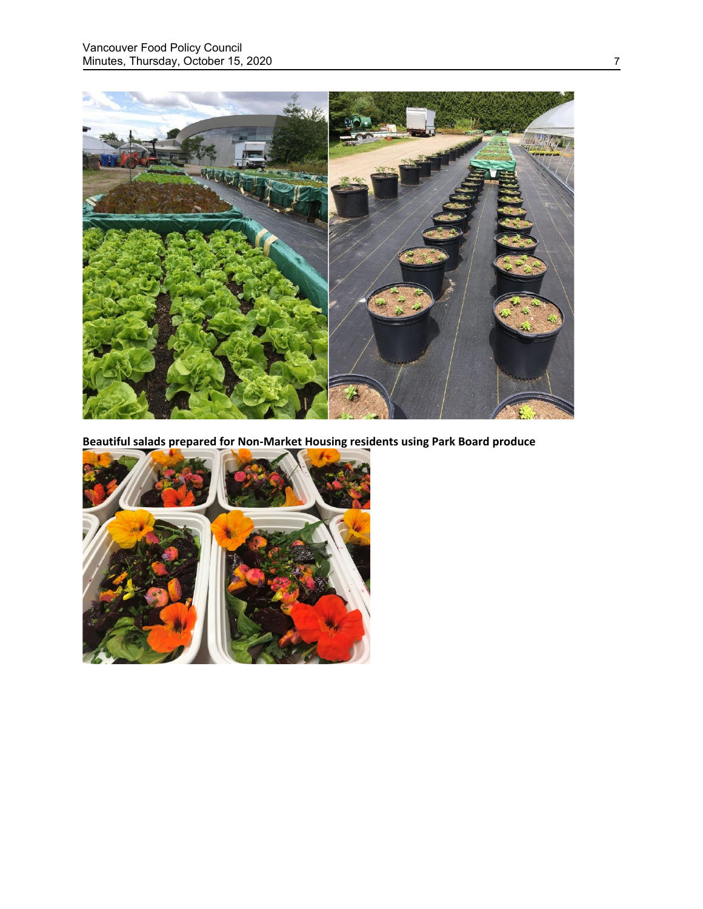**Beautiful salads prepared for Non-Market Housing residents using Park Board produce**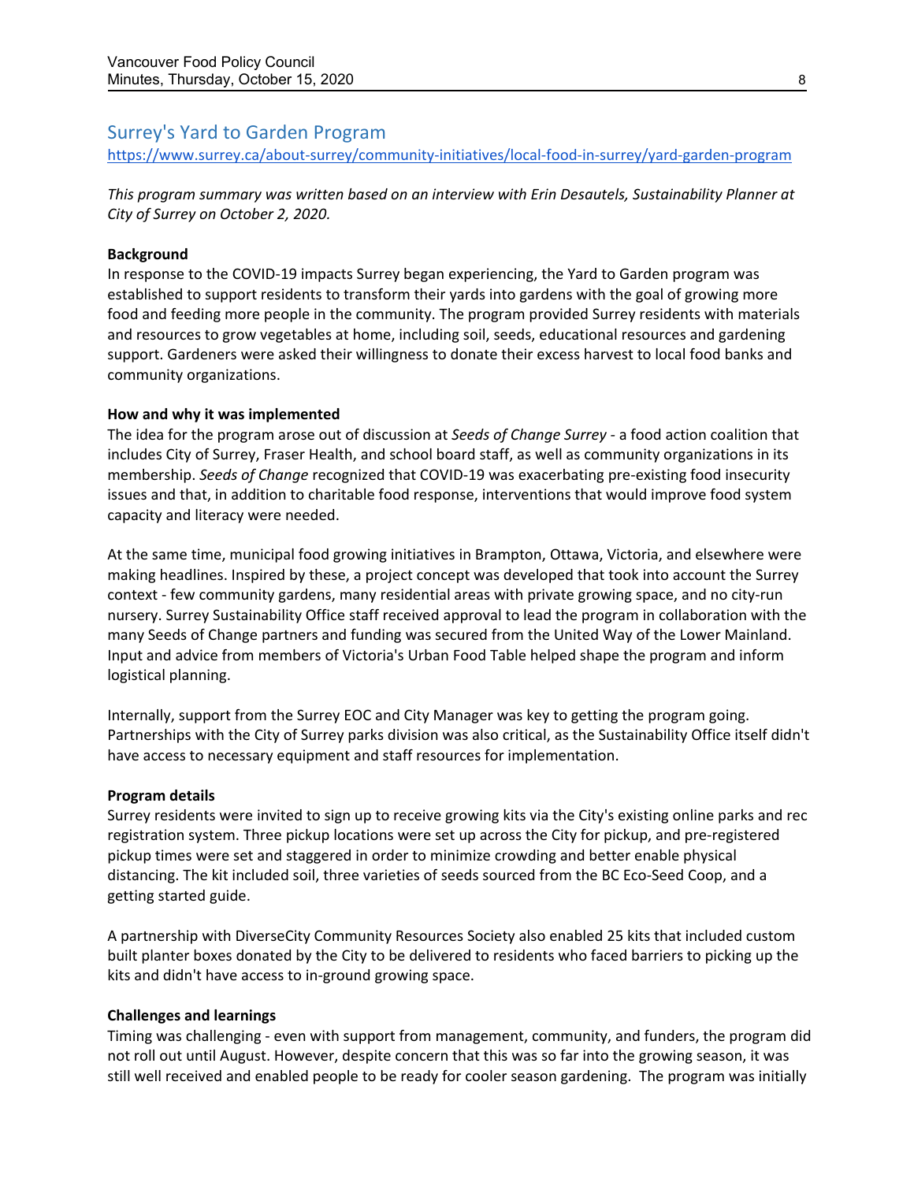## Surrey's Yard to Garden Program

https://www.surrey.ca/about-surrey/community-initiatives/local-food-in-surrey/yard-garden-program

*This program summary was written based on an interview with Erin Desautels, Sustainability Planner at City of Surrey on October 2, 2020.*

**Background**

In response to the COVID-19 impacts Surrey began experiencing, the Yard to Garden program was established to support residents to transform their yards into gardens with the goal of growing more food and feeding more people in the community. The program provided Surrey residents with materials and resources to grow vegetables at home, including soil, seeds, educational resources and gardening support. Gardeners were asked their willingness to donate their excess harvest to local food banks and community organizations.

**How and why it was implemented**

The idea for the program arose out of discussion at *Seeds of Change Surrey* - a food action coalition that includes City of Surrey, Fraser Health, and school board staff, as well as community organizations in its membership. *Seeds of Change* recognized that COVID-19 was exacerbating pre-existing food insecurity issues and that, in addition to charitable food response, interventions that would improve food system capacity and literacy were needed.

At the same time, municipal food growing initiatives in Brampton, Ottawa, Victoria, and elsewhere were making headlines. Inspired by these, a project concept was developed that took into account the Surrey context - few community gardens, many residential areas with private growing space, and no city-run nursery. Surrey Sustainability Office staff received approval to lead the program in collaboration with the many Seeds of Change partners and funding was secured from the United Way of the Lower Mainland. Input and advice from members of Victoria's Urban Food Table helped shape the program and inform logistical planning.

Internally, support from the Surrey EOC and City Manager was key to getting the program going. Partnerships with the City of Surrey parks division was also critical, as the Sustainability Office itself didn't have access to necessary equipment and staff resources for implementation.

**Program details**

Surrey residents were invited to sign up to receive growing kits via the City's existing online parks and rec registration system. Three pickup locations were set up across the City for pickup, and pre-registered pickup times were set and staggered in order to minimize crowding and better enable physical distancing. The kit included soil, three varieties of seeds sourced from the BC Eco-Seed Coop, and a getting started guide.

A partnership with DiverseCity Community Resources Society also enabled 25 kits that included custom built planter boxes donated by the City to be delivered to residents who faced barriers to picking up the kits and didn't have access to in-ground growing space.

**Challenges and learnings**

Timing was challenging - even with support from management, community, and funders, the program did not roll out until August. However, despite concern that this was so far into the growing season, it was still well received and enabled people to be ready for cooler season gardening. The program was initially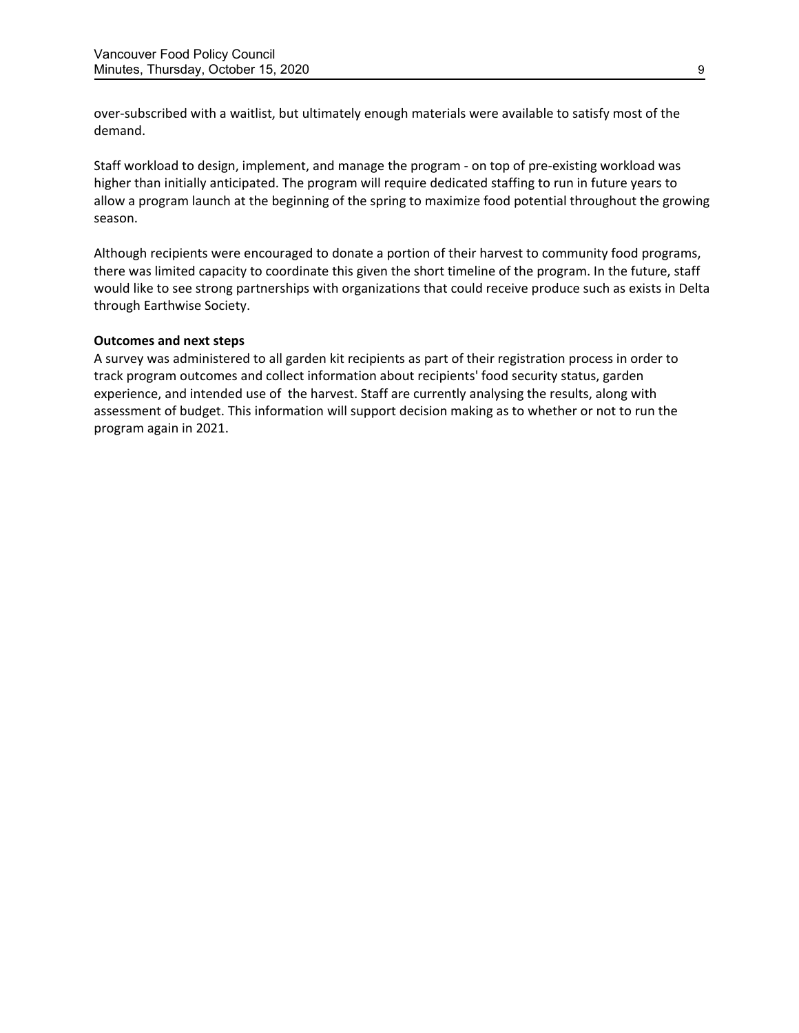over-subscribed with a waitlist, but ultimately enough materials were available to satisfy most of the demand.

Staff workload to design, implement, and manage the program - on top of pre-existing workload was higher than initially anticipated. The program will require dedicated staffing to run in future years to allow a program launch at the beginning of the spring to maximize food potential throughout the growing season.

Although recipients were encouraged to donate a portion of their harvest to community food programs, there was limited capacity to coordinate this given the short timeline of the program. In the future, staff would like to see strong partnerships with organizations that could receive produce such as exists in Delta through Earthwise Society.

**Outcomes and next steps**

A survey was administered to all garden kit recipients as part of their registration process in order to track program outcomes and collect information about recipients' food security status, garden experience, and intended use of the harvest. Staff are currently analysing the results, along with assessment of budget. This information will support decision making as to whether or not to run the program again in 2021.